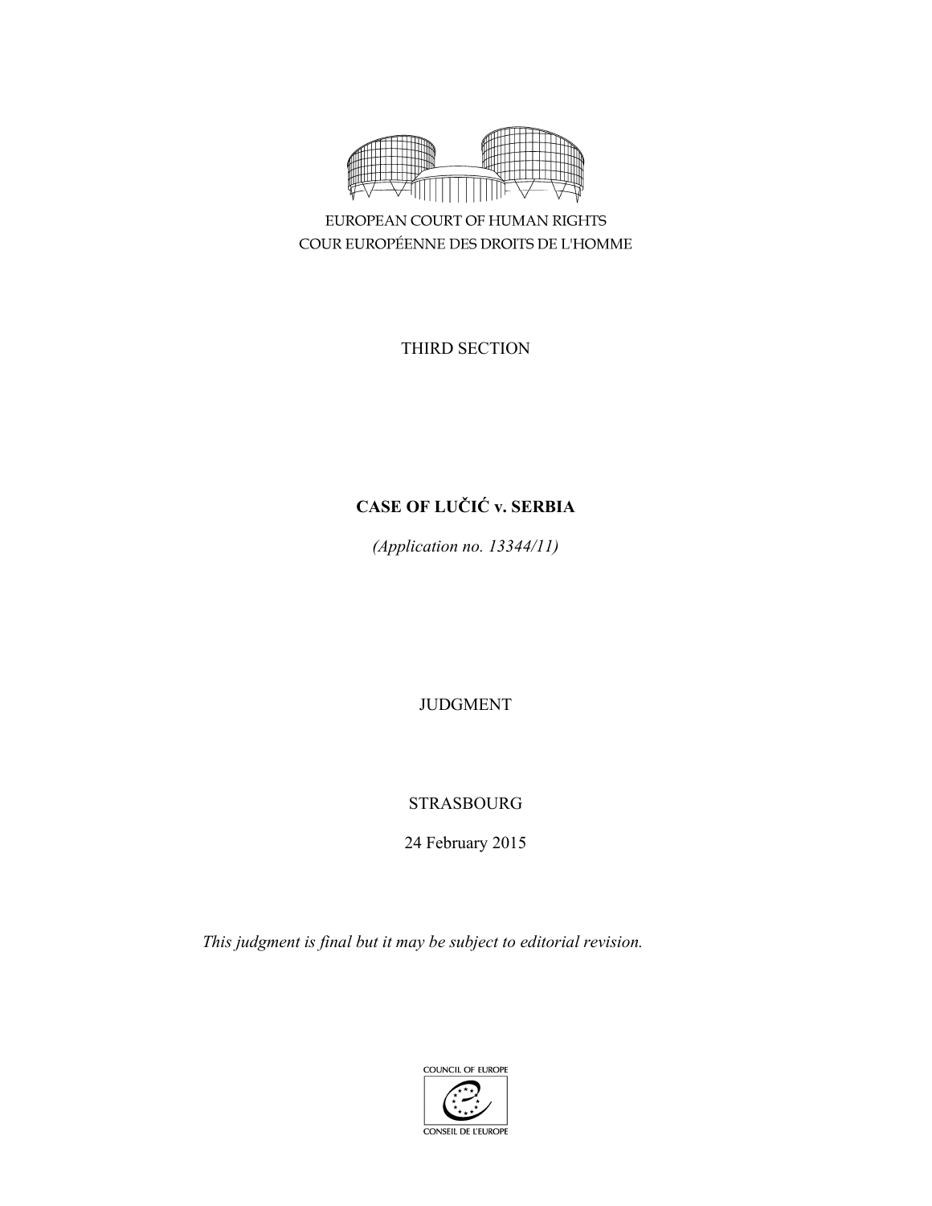EUROPEAN COURT OF HUMAN RIGHTS
COUR EUROPÉENNE DES DROITS DE L'HOMME

THIRD SECTION

# CASE OF LUČIĆ v. SERBIA

*(Application no. 13344/11)*

JUDGMENT

STRASBOURG

24 February 2015

*This judgment is final but it may be subject to editorial revision.*

COUNCIL OF EUROPE
CONSEIL DE L'EUROPE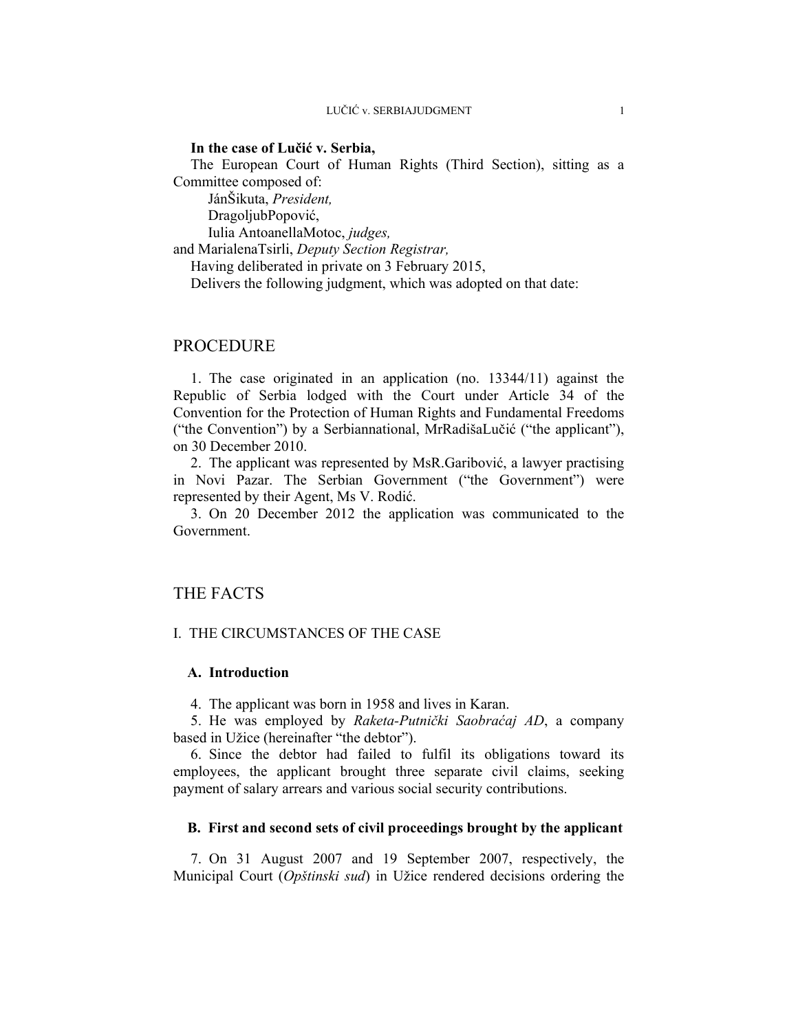**In the case of Lučić v. Serbia,**

The European Court of Human Rights (Third Section), sitting as a Committee composed of:

JánŠikuta, *President,*
DragoljubPopović,
Iulia AntoanellaMotoc, *judges,*
and MarialenaTsirli, *Deputy Section Registrar,*

Having deliberated in private on 3 February 2015,

Delivers the following judgment, which was adopted on that date:

# PROCEDURE

1. The case originated in an application (no. 13344/11) against the Republic of Serbia lodged with the Court under Article 34 of the Convention for the Protection of Human Rights and Fundamental Freedoms ("the Convention") by a Serbiannational, MrRadišaLučić ("the applicant"), on 30 December 2010.

2. The applicant was represented by MsR.Garibović, a lawyer practising in Novi Pazar. The Serbian Government ("the Government") were represented by their Agent, Ms V. Rodić.

3. On 20 December 2012 the application was communicated to the Government.

# THE FACTS

## I. THE CIRCUMSTANCES OF THE CASE

### A. Introduction

4. The applicant was born in 1958 and lives in Karan.

5. He was employed by *Raketa-Putnički Saobraćaj AD*, a company based in Užice (hereinafter "the debtor").

6. Since the debtor had failed to fulfil its obligations toward its employees, the applicant brought three separate civil claims, seeking payment of salary arrears and various social security contributions.

### B. First and second sets of civil proceedings brought by the applicant

7. On 31 August 2007 and 19 September 2007, respectively, the Municipal Court (*Opštinski sud*) in Užice rendered decisions ordering the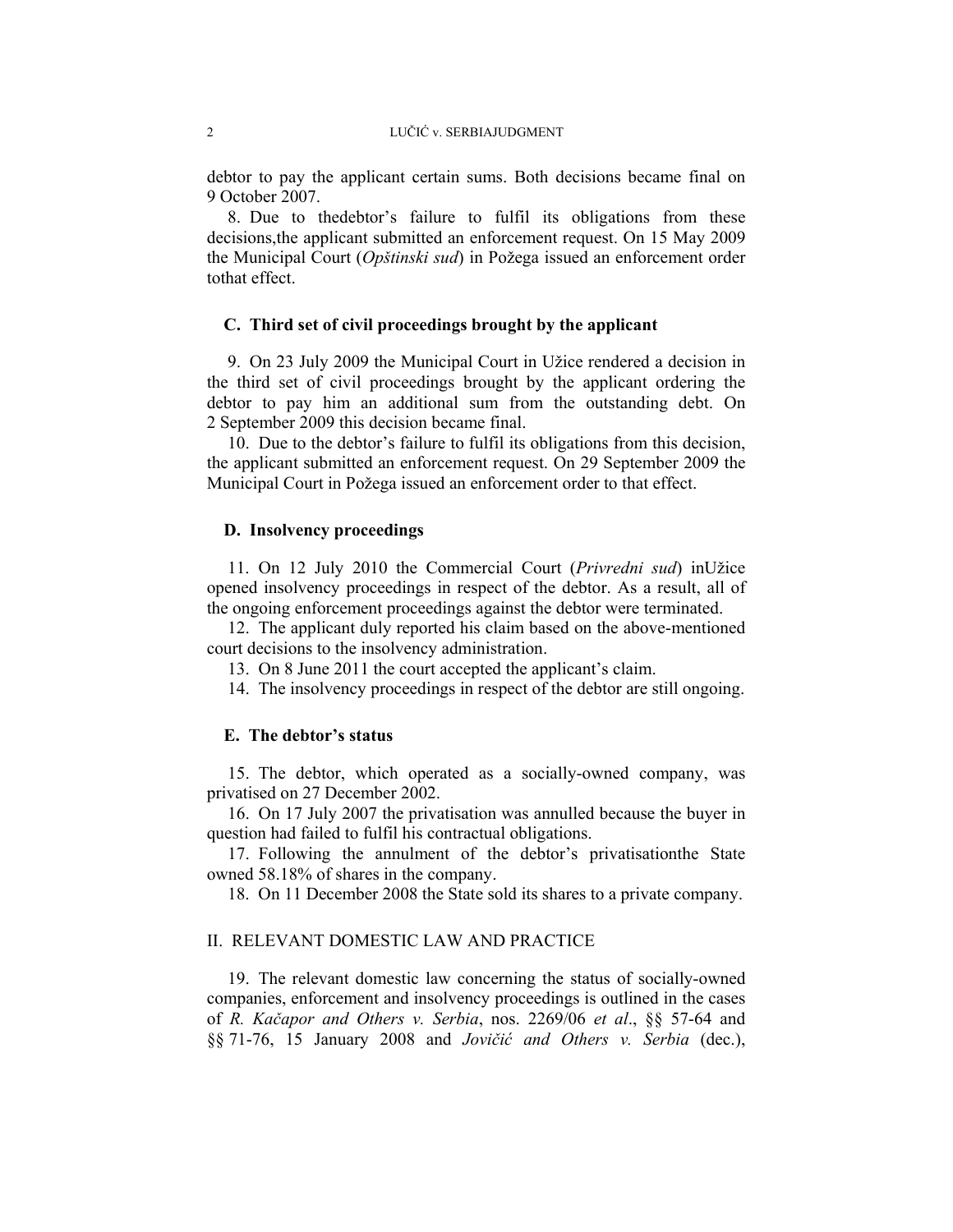debtor to pay the applicant certain sums. Both decisions became final on 9 October 2007.

8. Due to thedebtor's failure to fulfil its obligations from these decisions,the applicant submitted an enforcement request. On 15 May 2009 the Municipal Court (*Opštinski sud*) in Požega issued an enforcement order tothat effect.

### C. Third set of civil proceedings brought by the applicant

9. On 23 July 2009 the Municipal Court in Užice rendered a decision in the third set of civil proceedings brought by the applicant ordering the debtor to pay him an additional sum from the outstanding debt. On 2 September 2009 this decision became final.

10. Due to the debtor's failure to fulfil its obligations from this decision, the applicant submitted an enforcement request. On 29 September 2009 the Municipal Court in Požega issued an enforcement order to that effect.

### D. Insolvency proceedings

11. On 12 July 2010 the Commercial Court (*Privredni sud*) inUžice opened insolvency proceedings in respect of the debtor. As a result, all of the ongoing enforcement proceedings against the debtor were terminated.

12. The applicant duly reported his claim based on the above-mentioned court decisions to the insolvency administration.

13. On 8 June 2011 the court accepted the applicant's claim.

14. The insolvency proceedings in respect of the debtor are still ongoing.

### E. The debtor's status

15. The debtor, which operated as a socially-owned company, was privatised on 27 December 2002.

16. On 17 July 2007 the privatisation was annulled because the buyer in question had failed to fulfil his contractual obligations.

17. Following the annulment of the debtor's privatisationthe State owned 58.18% of shares in the company.

18. On 11 December 2008 the State sold its shares to a private company.

## II. RELEVANT DOMESTIC LAW AND PRACTICE

19. The relevant domestic law concerning the status of socially-owned companies, enforcement and insolvency proceedings is outlined in the cases of *R. Kačapor and Others v. Serbia*, nos. 2269/06 *et al*., §§ 57-64 and §§ 71-76, 15 January 2008 and *Jovičić and Others v. Serbia* (dec.),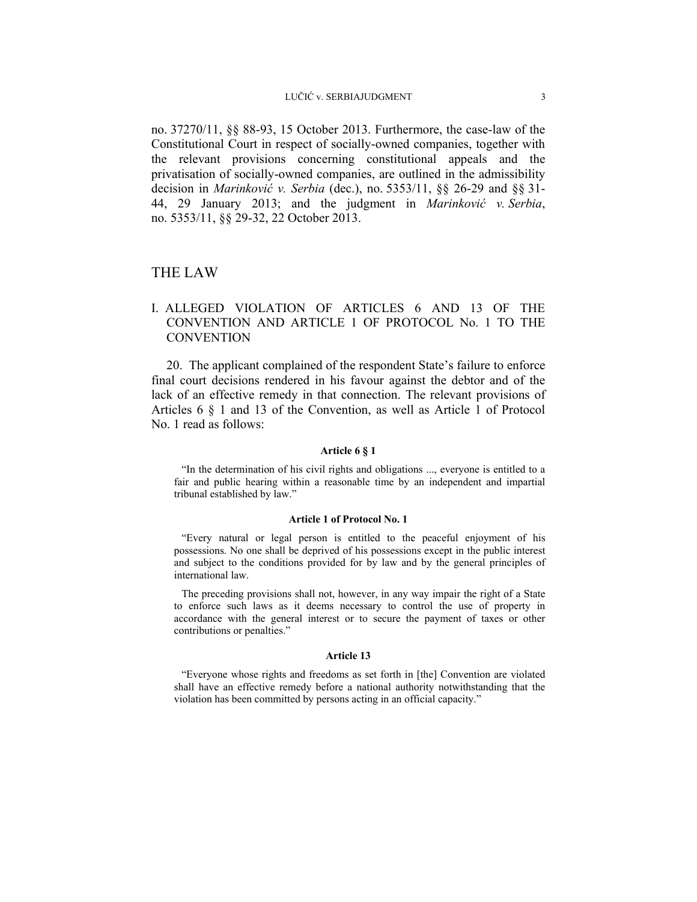no. 37270/11, §§ 88-93, 15 October 2013. Furthermore, the case-law of the Constitutional Court in respect of socially-owned companies, together with the relevant provisions concerning constitutional appeals and the privatisation of socially-owned companies, are outlined in the admissibility decision in *Marinković v. Serbia* (dec.), no. 5353/11, §§ 26-29 and §§ 31-44, 29 January 2013; and the judgment in *Marinković v. Serbia*, no. 5353/11, §§ 29-32, 22 October 2013.

# THE LAW

## I. ALLEGED VIOLATION OF ARTICLES 6 AND 13 OF THE CONVENTION AND ARTICLE 1 OF PROTOCOL No. 1 TO THE CONVENTION

20. The applicant complained of the respondent State's failure to enforce final court decisions rendered in his favour against the debtor and of the lack of an effective remedy in that connection. The relevant provisions of Articles 6 § 1 and 13 of the Convention, as well as Article 1 of Protocol No. 1 read as follows:

**Article 6 § 1**

"In the determination of his civil rights and obligations ..., everyone is entitled to a fair and public hearing within a reasonable time by an independent and impartial tribunal established by law."

**Article 1 of Protocol No. 1**

"Every natural or legal person is entitled to the peaceful enjoyment of his possessions. No one shall be deprived of his possessions except in the public interest and subject to the conditions provided for by law and by the general principles of international law.

The preceding provisions shall not, however, in any way impair the right of a State to enforce such laws as it deems necessary to control the use of property in accordance with the general interest or to secure the payment of taxes or other contributions or penalties."

**Article 13**

"Everyone whose rights and freedoms as set forth in [the] Convention are violated shall have an effective remedy before a national authority notwithstanding that the violation has been committed by persons acting in an official capacity."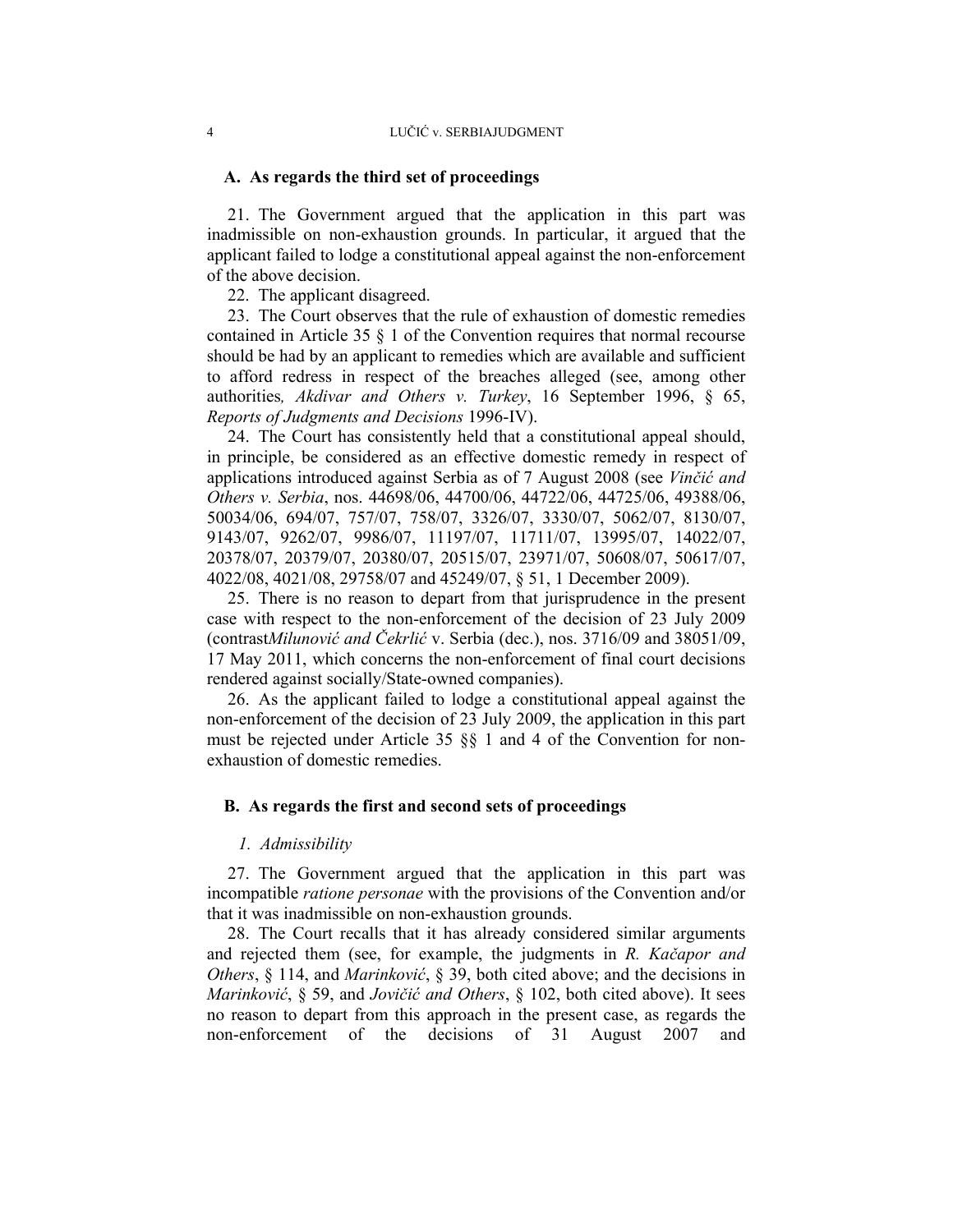### A. As regards the third set of proceedings

21. The Government argued that the application in this part was inadmissible on non-exhaustion grounds. In particular, it argued that the applicant failed to lodge a constitutional appeal against the non-enforcement of the above decision.

22. The applicant disagreed.

23. The Court observes that the rule of exhaustion of domestic remedies contained in Article 35 § 1 of the Convention requires that normal recourse should be had by an applicant to remedies which are available and sufficient to afford redress in respect of the breaches alleged (see, among other authorities, *Akdivar and Others v. Turkey*, 16 September 1996, § 65, *Reports of Judgments and Decisions* 1996-IV).

24. The Court has consistently held that a constitutional appeal should, in principle, be considered as an effective domestic remedy in respect of applications introduced against Serbia as of 7 August 2008 (see *Vinčić and Others v. Serbia*, nos. 44698/06, 44700/06, 44722/06, 44725/06, 49388/06, 50034/06, 694/07, 757/07, 758/07, 3326/07, 3330/07, 5062/07, 8130/07, 9143/07, 9262/07, 9986/07, 11197/07, 11711/07, 13995/07, 14022/07, 20378/07, 20379/07, 20380/07, 20515/07, 23971/07, 50608/07, 50617/07, 4022/08, 4021/08, 29758/07 and 45249/07, § 51, 1 December 2009).

25. There is no reason to depart from that jurisprudence in the present case with respect to the non-enforcement of the decision of 23 July 2009 (contrast*Milunović and Čekrlić* v. Serbia (dec.), nos. 3716/09 and 38051/09, 17 May 2011, which concerns the non-enforcement of final court decisions rendered against socially/State-owned companies).

26. As the applicant failed to lodge a constitutional appeal against the non-enforcement of the decision of 23 July 2009, the application in this part must be rejected under Article 35 §§ 1 and 4 of the Convention for non-exhaustion of domestic remedies.

### B. As regards the first and second sets of proceedings

#### *1. Admissibility*

27. The Government argued that the application in this part was incompatible *ratione personae* with the provisions of the Convention and/or that it was inadmissible on non-exhaustion grounds.

28. The Court recalls that it has already considered similar arguments and rejected them (see, for example, the judgments in *R. Kačapor and Others*, § 114, and *Marinković*, § 39, both cited above; and the decisions in *Marinković*, § 59, and *Jovičić and Others*, § 102, both cited above). It sees no reason to depart from this approach in the present case, as regards the non-enforcement of the decisions of 31 August 2007 and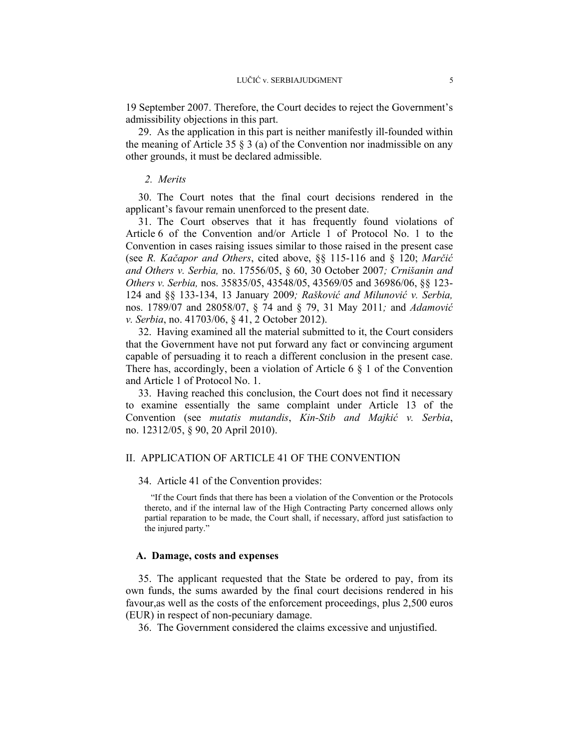19 September 2007. Therefore, the Court decides to reject the Government's admissibility objections in this part.

29. As the application in this part is neither manifestly ill-founded within the meaning of Article 35 § 3 (a) of the Convention nor inadmissible on any other grounds, it must be declared admissible.

*2. Merits*

30. The Court notes that the final court decisions rendered in the applicant's favour remain unenforced to the present date.

31. The Court observes that it has frequently found violations of Article 6 of the Convention and/or Article 1 of Protocol No. 1 to the Convention in cases raising issues similar to those raised in the present case (see *R. Kačapor and Others*, cited above, §§ 115-116 and § 120; *Marčić and Others v. Serbia,* no. 17556/05, § 60, 30 October 2007*; Crnišanin and Others v. Serbia,* nos. 35835/05, 43548/05, 43569/05 and 36986/06, §§ 123-124 and §§ 133-134, 13 January 2009*; Rašković and Milunović v. Serbia,* nos. 1789/07 and 28058/07, § 74 and § 79, 31 May 2011*;* and *Adamović v. Serbia*, no. 41703/06, § 41, 2 October 2012).

32. Having examined all the material submitted to it, the Court considers that the Government have not put forward any fact or convincing argument capable of persuading it to reach a different conclusion in the present case. There has, accordingly, been a violation of Article 6 § 1 of the Convention and Article 1 of Protocol No. 1.

33. Having reached this conclusion, the Court does not find it necessary to examine essentially the same complaint under Article 13 of the Convention (see *mutatis mutandis*, *Kin-Stib and Majkić v. Serbia*, no. 12312/05, § 90, 20 April 2010).

## II. APPLICATION OF ARTICLE 41 OF THE CONVENTION

34. Article 41 of the Convention provides:

> "If the Court finds that there has been a violation of the Convention or the Protocols thereto, and if the internal law of the High Contracting Party concerned allows only partial reparation to be made, the Court shall, if necessary, afford just satisfaction to the injured party."

### A. Damage, costs and expenses

35. The applicant requested that the State be ordered to pay, from its own funds, the sums awarded by the final court decisions rendered in his favour,as well as the costs of the enforcement proceedings, plus 2,500 euros (EUR) in respect of non-pecuniary damage.

36. The Government considered the claims excessive and unjustified.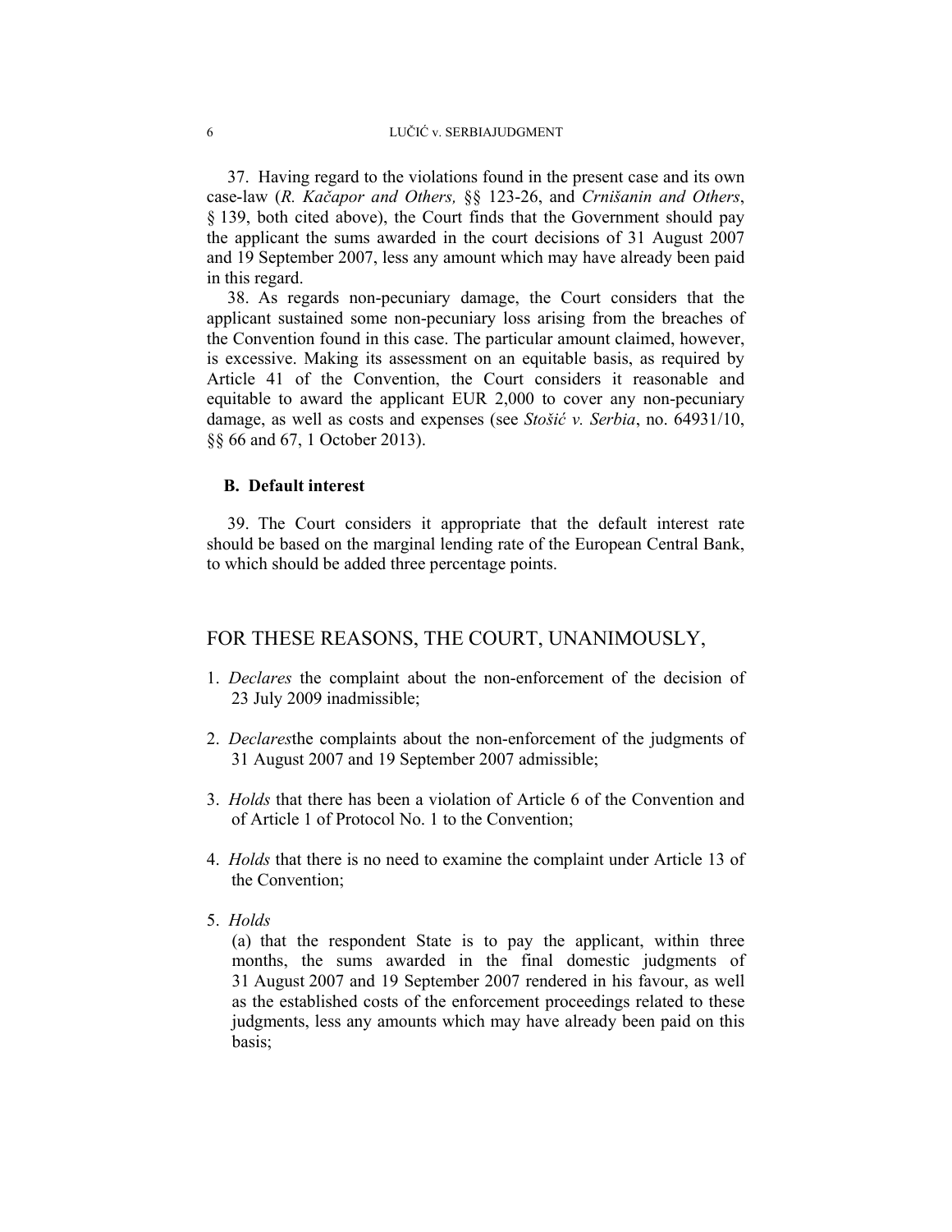37. Having regard to the violations found in the present case and its own case-law (*R. Kačapor and Others,* §§ 123-26, and *Crnišanin and Others*, § 139, both cited above), the Court finds that the Government should pay the applicant the sums awarded in the court decisions of 31 August 2007 and 19 September 2007, less any amount which may have already been paid in this regard.

38. As regards non-pecuniary damage, the Court considers that the applicant sustained some non-pecuniary loss arising from the breaches of the Convention found in this case. The particular amount claimed, however, is excessive. Making its assessment on an equitable basis, as required by Article 41 of the Convention, the Court considers it reasonable and equitable to award the applicant EUR 2,000 to cover any non-pecuniary damage, as well as costs and expenses (see *Stošić v. Serbia*, no. 64931/10, §§ 66 and 67, 1 October 2013).

### B. Default interest

39. The Court considers it appropriate that the default interest rate should be based on the marginal lending rate of the European Central Bank, to which should be added three percentage points.

## FOR THESE REASONS, THE COURT, UNANIMOUSLY,

1. *Declares* the complaint about the non-enforcement of the decision of 23 July 2009 inadmissible;

2. *Declares*the complaints about the non-enforcement of the judgments of 31 August 2007 and 19 September 2007 admissible;

3. *Holds* that there has been a violation of Article 6 of the Convention and of Article 1 of Protocol No. 1 to the Convention;

4. *Holds* that there is no need to examine the complaint under Article 13 of the Convention;

5. *Holds*

   (a) that the respondent State is to pay the applicant, within three months, the sums awarded in the final domestic judgments of 31 August 2007 and 19 September 2007 rendered in his favour, as well as the established costs of the enforcement proceedings related to these judgments, less any amounts which may have already been paid on this basis;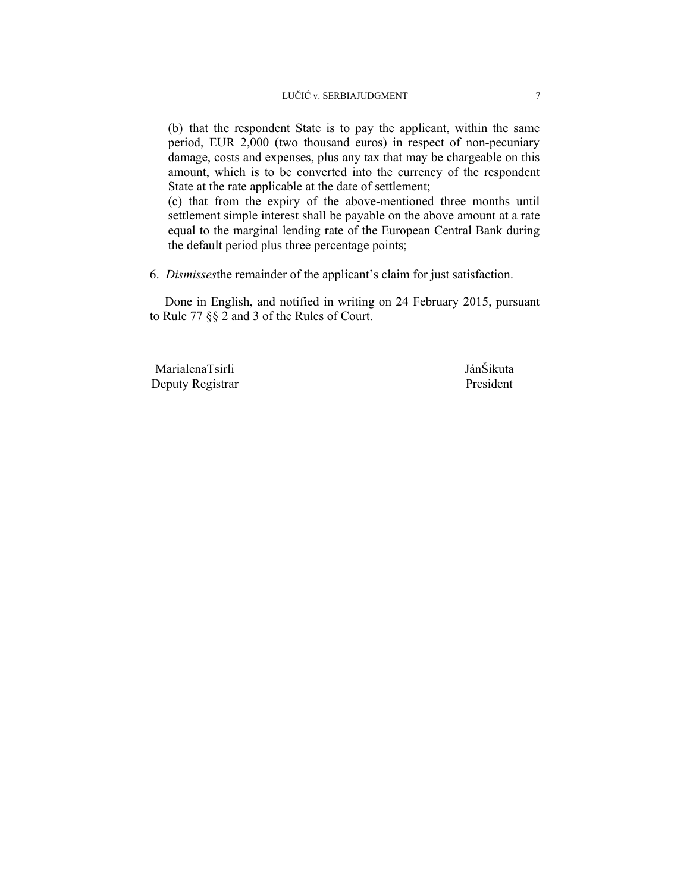(b) that the respondent State is to pay the applicant, within the same period, EUR 2,000 (two thousand euros) in respect of non-pecuniary damage, costs and expenses, plus any tax that may be chargeable on this amount, which is to be converted into the currency of the respondent State at the rate applicable at the date of settlement;

(c) that from the expiry of the above-mentioned three months until settlement simple interest shall be payable on the above amount at a rate equal to the marginal lending rate of the European Central Bank during the default period plus three percentage points;

6. *Dismisses*the remainder of the applicant's claim for just satisfaction.

Done in English, and notified in writing on 24 February 2015, pursuant to Rule 77 §§ 2 and 3 of the Rules of Court.

MarialenaTsirli
Deputy Registrar

JánŠikuta
President